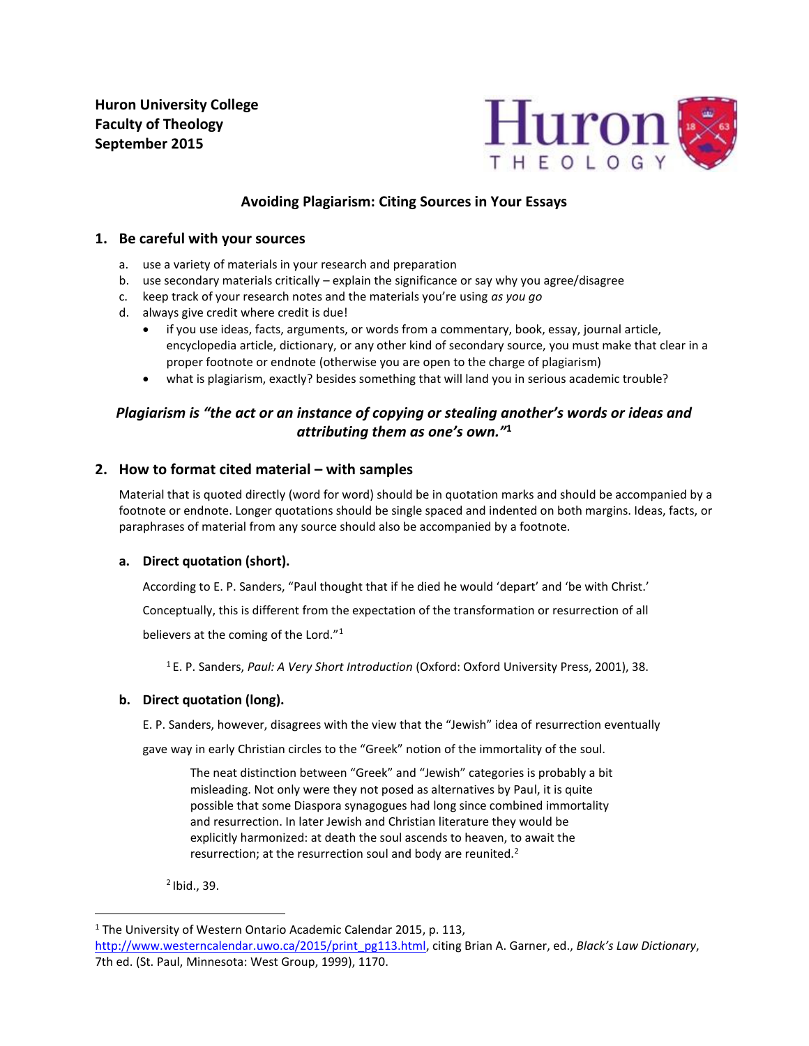**Huron University College**
**Faculty of Theology**
**September 2015**

## Avoiding Plagiarism: Citing Sources in Your Essays

### 1. Be careful with your sources

a. use a variety of materials in your research and preparation
b. use secondary materials critically – explain the significance or say why you agree/disagree
c. keep track of your research notes and the materials you're using *as you go*
d. always give credit where credit is due!
   - if you use ideas, facts, arguments, or words from a commentary, book, essay, journal article, encyclopedia article, dictionary, or any other kind of secondary source, you must make that clear in a proper footnote or endnote (otherwise you are open to the charge of plagiarism)
   - what is plagiarism, exactly? besides something that will land you in serious academic trouble?

***Plagiarism is "the act or an instance of copying or stealing another's words or ideas and attributing them as one's own."*[1]**

### 2. How to format cited material – with samples

Material that is quoted directly (word for word) should be in quotation marks and should be accompanied by a footnote or endnote. Longer quotations should be single spaced and indented on both margins. Ideas, facts, or paraphrases of material from any source should also be accompanied by a footnote.

#### a. Direct quotation (short).

According to E. P. Sanders, "Paul thought that if he died he would 'depart' and 'be with Christ.' Conceptually, this is different from the expectation of the transformation or resurrection of all believers at the coming of the Lord."[1]

[1] E. P. Sanders, *Paul: A Very Short Introduction* (Oxford: Oxford University Press, 2001), 38.

#### b. Direct quotation (long).

E. P. Sanders, however, disagrees with the view that the "Jewish" idea of resurrection eventually gave way in early Christian circles to the "Greek" notion of the immortality of the soul.

> The neat distinction between "Greek" and "Jewish" categories is probably a bit misleading. Not only were they not posed as alternatives by Paul, it is quite possible that some Diaspora synagogues had long since combined immortality and resurrection. In later Jewish and Christian literature they would be explicitly harmonized: at death the soul ascends to heaven, to await the resurrection; at the resurrection soul and body are reunited.[2]

[2] Ibid., 39.

---

[1] The University of Western Ontario Academic Calendar 2015, p. 113, http://www.westerncalendar.uwo.ca/2015/print_pg113.html, citing Brian A. Garner, ed., *Black's Law Dictionary*, 7th ed. (St. Paul, Minnesota: West Group, 1999), 1170.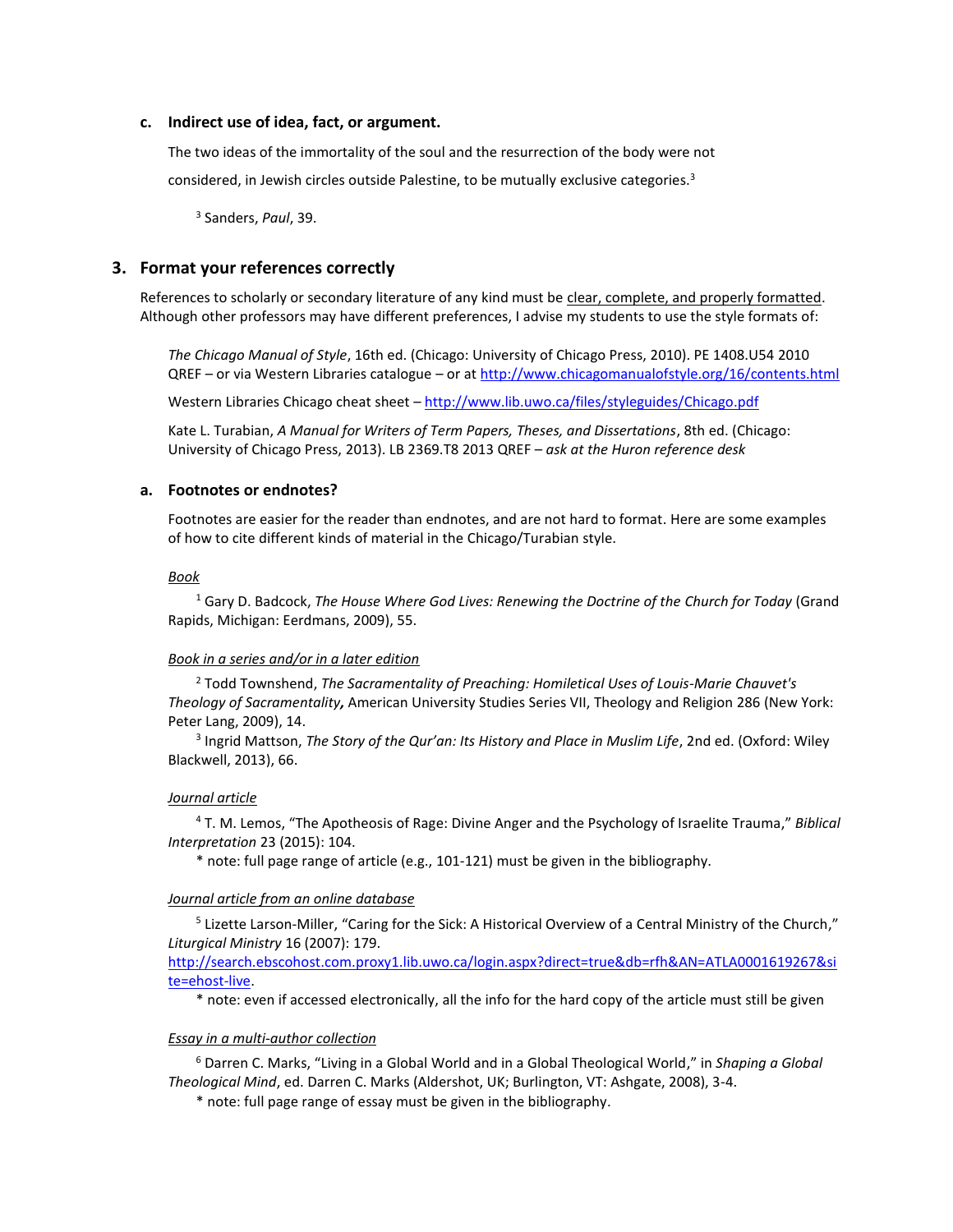### c. Indirect use of idea, fact, or argument.

The two ideas of the immortality of the soul and the resurrection of the body were not considered, in Jewish circles outside Palestine, to be mutually exclusive categories.[3]

[3] Sanders, *Paul*, 39.

## 3. Format your references correctly

References to scholarly or secondary literature of any kind must be clear, complete, and properly formatted. Although other professors may have different preferences, I advise my students to use the style formats of:

*The Chicago Manual of Style*, 16th ed. (Chicago: University of Chicago Press, 2010). PE 1408.U54 2010 QREF – or via Western Libraries catalogue – or at http://www.chicagomanualofstyle.org/16/contents.html

Western Libraries Chicago cheat sheet – http://www.lib.uwo.ca/files/styleguides/Chicago.pdf

Kate L. Turabian, *A Manual for Writers of Term Papers, Theses, and Dissertations*, 8th ed. (Chicago: University of Chicago Press, 2013). LB 2369.T8 2013 QREF – *ask at the Huron reference desk*

### a. Footnotes or endnotes?

Footnotes are easier for the reader than endnotes, and are not hard to format. Here are some examples of how to cite different kinds of material in the Chicago/Turabian style.

*Book*

[1] Gary D. Badcock, *The House Where God Lives: Renewing the Doctrine of the Church for Today* (Grand Rapids, Michigan: Eerdmans, 2009), 55.

*Book in a series and/or in a later edition*

[2] Todd Townshend, *The Sacramentality of Preaching: Homiletical Uses of Louis-Marie Chauvet's Theology of Sacramentality***,** American University Studies Series VII, Theology and Religion 286 (New York: Peter Lang, 2009), 14.

[3] Ingrid Mattson, *The Story of the Qur'an: Its History and Place in Muslim Life*, 2nd ed. (Oxford: Wiley Blackwell, 2013), 66.

*Journal article*

[4] T. M. Lemos, "The Apotheosis of Rage: Divine Anger and the Psychology of Israelite Trauma," *Biblical Interpretation* 23 (2015): 104.

* note: full page range of article (e.g., 101-121) must be given in the bibliography.

*Journal article from an online database*

[5] Lizette Larson-Miller, "Caring for the Sick: A Historical Overview of a Central Ministry of the Church," *Liturgical Ministry* 16 (2007): 179. http://search.ebscohost.com.proxy1.lib.uwo.ca/login.aspx?direct=true&db=rfh&AN=ATLA0001619267&site=ehost-live.

* note: even if accessed electronically, all the info for the hard copy of the article must still be given

*Essay in a multi-author collection*

[6] Darren C. Marks, "Living in a Global World and in a Global Theological World," in *Shaping a Global Theological Mind*, ed. Darren C. Marks (Aldershot, UK; Burlington, VT: Ashgate, 2008), 3-4.

* note: full page range of essay must be given in the bibliography.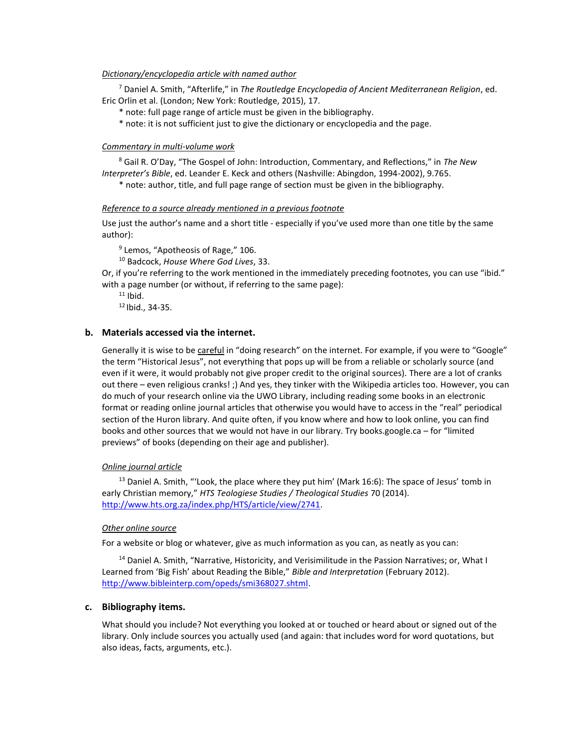*Dictionary/encyclopedia article with named author*

[7] Daniel A. Smith, "Afterlife," in *The Routledge Encyclopedia of Ancient Mediterranean Religion*, ed. Eric Orlin et al. (London; New York: Routledge, 2015), 17.

* note: full page range of article must be given in the bibliography.
* note: it is not sufficient just to give the dictionary or encyclopedia and the page.

*Commentary in multi-volume work*

[8] Gail R. O'Day, "The Gospel of John: Introduction, Commentary, and Reflections," in *The New Interpreter's Bible*, ed. Leander E. Keck and others (Nashville: Abingdon, 1994-2002), 9.765.

* note: author, title, and full page range of section must be given in the bibliography.

*Reference to a source already mentioned in a previous footnote*

Use just the author's name and a short title - especially if you've used more than one title by the same author):

[9] Lemos, "Apotheosis of Rage," 106.

[10] Badcock, *House Where God Lives*, 33.

Or, if you're referring to the work mentioned in the immediately preceding footnotes, you can use "ibid." with a page number (or without, if referring to the same page):

[11] Ibid.

[12] Ibid., 34-35.

### b. Materials accessed via the internet.

Generally it is wise to be careful in "doing research" on the internet. For example, if you were to "Google" the term "Historical Jesus", not everything that pops up will be from a reliable or scholarly source (and even if it were, it would probably not give proper credit to the original sources). There are a lot of cranks out there – even religious cranks! ;) And yes, they tinker with the Wikipedia articles too. However, you can do much of your research online via the UWO Library, including reading some books in an electronic format or reading online journal articles that otherwise you would have to access in the "real" periodical section of the Huron library. And quite often, if you know where and how to look online, you can find books and other sources that we would not have in our library. Try books.google.ca – for "limited previews" of books (depending on their age and publisher).

*Online journal article*

[13] Daniel A. Smith, "'Look, the place where they put him' (Mark 16:6): The space of Jesus' tomb in early Christian memory," *HTS Teologiese Studies / Theological Studies* 70 (2014). http://www.hts.org.za/index.php/HTS/article/view/2741.

*Other online source*

For a website or blog or whatever, give as much information as you can, as neatly as you can:

[14] Daniel A. Smith, "Narrative, Historicity, and Verisimilitude in the Passion Narratives; or, What I Learned from 'Big Fish' about Reading the Bible," *Bible and Interpretation* (February 2012). http://www.bibleinterp.com/opeds/smi368027.shtml.

### c. Bibliography items.

What should you include? Not everything you looked at or touched or heard about or signed out of the library. Only include sources you actually used (and again: that includes word for word quotations, but also ideas, facts, arguments, etc.).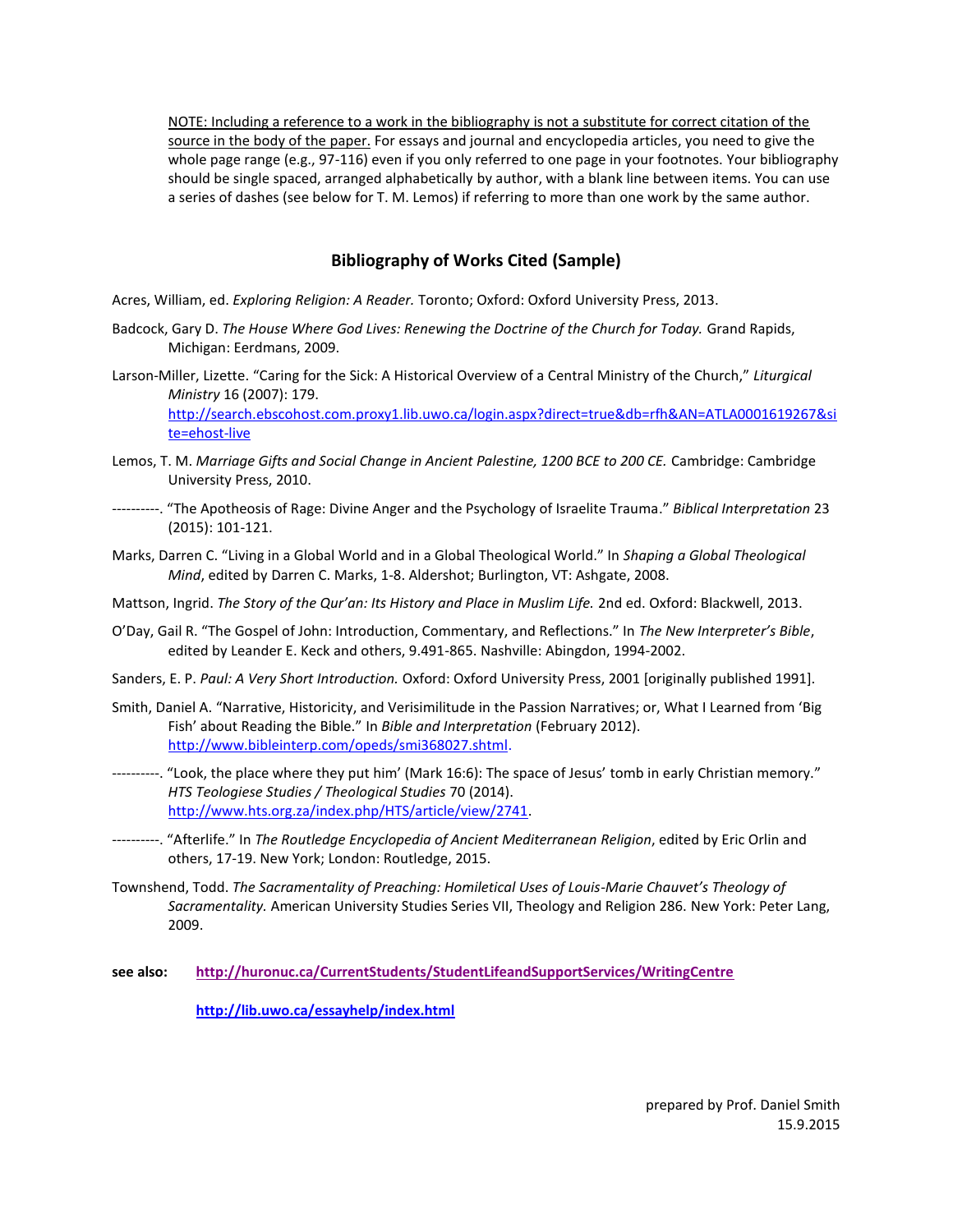<u>NOTE: Including a reference to a work in the bibliography is not a substitute for correct citation of the source in the body of the paper.</u> For essays and journal and encyclopedia articles, you need to give the whole page range (e.g., 97-116) even if you only referred to one page in your footnotes. Your bibliography should be single spaced, arranged alphabetically by author, with a blank line between items. You can use a series of dashes (see below for T. M. Lemos) if referring to more than one work by the same author.

## Bibliography of Works Cited (Sample)

Acres, William, ed. *Exploring Religion: A Reader.* Toronto; Oxford: Oxford University Press, 2013.

Badcock, Gary D. *The House Where God Lives: Renewing the Doctrine of the Church for Today.* Grand Rapids, Michigan: Eerdmans, 2009.

Larson-Miller, Lizette. "Caring for the Sick: A Historical Overview of a Central Ministry of the Church," *Liturgical Ministry* 16 (2007): 179. http://search.ebscohost.com.proxy1.lib.uwo.ca/login.aspx?direct=true&db=rfh&AN=ATLA0001619267&site=ehost-live

Lemos, T. M. *Marriage Gifts and Social Change in Ancient Palestine, 1200 BCE to 200 CE.* Cambridge: Cambridge University Press, 2010.

----------. "The Apotheosis of Rage: Divine Anger and the Psychology of Israelite Trauma." *Biblical Interpretation* 23 (2015): 101-121.

Marks, Darren C. "Living in a Global World and in a Global Theological World." In *Shaping a Global Theological Mind*, edited by Darren C. Marks, 1-8. Aldershot; Burlington, VT: Ashgate, 2008.

Mattson, Ingrid. *The Story of the Qur'an: Its History and Place in Muslim Life.* 2nd ed. Oxford: Blackwell, 2013.

O'Day, Gail R. "The Gospel of John: Introduction, Commentary, and Reflections." In *The New Interpreter's Bible*, edited by Leander E. Keck and others, 9.491-865. Nashville: Abingdon, 1994-2002.

Sanders, E. P. *Paul: A Very Short Introduction.* Oxford: Oxford University Press, 2001 [originally published 1991].

Smith, Daniel A. "Narrative, Historicity, and Verisimilitude in the Passion Narratives; or, What I Learned from 'Big Fish' about Reading the Bible." In *Bible and Interpretation* (February 2012). http://www.bibleinterp.com/opeds/smi368027.shtml.

----------. "Look, the place where they put him' (Mark 16:6): The space of Jesus' tomb in early Christian memory." *HTS Teologiese Studies / Theological Studies* 70 (2014). http://www.hts.org.za/index.php/HTS/article/view/2741.

----------. "Afterlife." In *The Routledge Encyclopedia of Ancient Mediterranean Religion*, edited by Eric Orlin and others, 17-19. New York; London: Routledge, 2015.

Townshend, Todd. *The Sacramentality of Preaching: Homiletical Uses of Louis-Marie Chauvet's Theology of Sacramentality.* American University Studies Series VII, Theology and Religion 286. New York: Peter Lang, 2009.

**see also:** **http://huronuc.ca/CurrentStudents/StudentLifeandSupportServices/WritingCentre**

**http://lib.uwo.ca/essayhelp/index.html**

prepared by Prof. Daniel Smith
15.9.2015